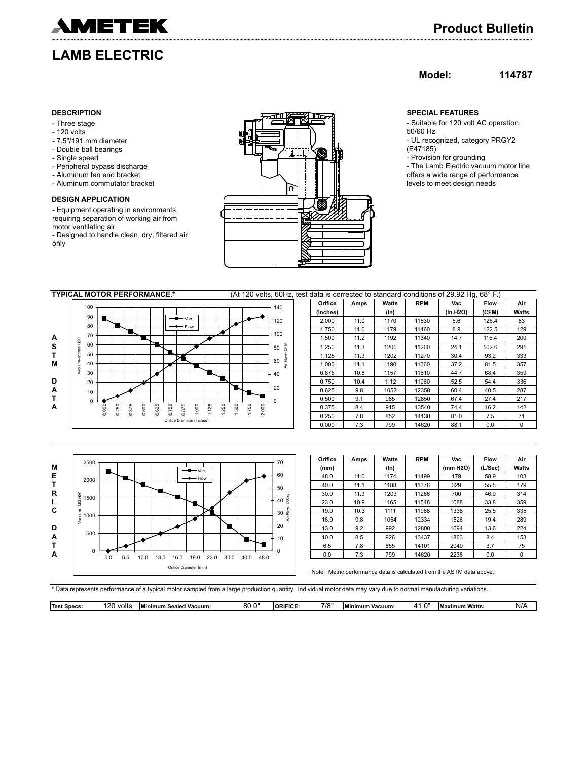# AMETEK

## Product Bulletin

# LAMB ELECTRIC

**Model: 114787**

### DESCRIPTION

- Three stage
- 120 volts
- 7.5"/191 mm diameter
- Double ball bearings
- Single speed
- Peripheral bypass discharge
- Aluminum fan end bracket
- Aluminum commutator bracket

### DESIGN APPLICATION

- Equipment operating in environments requiring separation of working air from motor ventilating air
- Designed to handle clean, dry, filtered air only

### SPECIAL FEATURES

- Suitable for 120 volt AC operation, 50/60 Hz
- UL recognized, category PRGY2 (E47185)
- Provision for grounding
- The Lamb Electric vacuum motor line offers a wide range of performance levels to meet design needs

### TYPICAL MOTOR PERFORMANCE.*

(At 120 volts, 60Hz, test data is corrected to standard conditions of 29.92 Hg, 68° F.)

**ASTM DATA**

| Orifice (Inches) | Amps | Watts (In) | RPM | Vac (In.H2O) | Flow (CFM) | Air Watts |
|---|---|---|---|---|---|---|
| 2.000 | 11.0 | 1170 | 11530 | 5.6 | 126.4 | 83 |
| 1.750 | 11.0 | 1179 | 11460 | 8.9 | 122.5 | 129 |
| 1.500 | 11.2 | 1192 | 11340 | 14.7 | 115.4 | 200 |
| 1.250 | 11.3 | 1205 | 11260 | 24.1 | 102.6 | 291 |
| 1.125 | 11.3 | 1202 | 11270 | 30.4 | 93.2 | 333 |
| 1.000 | 11.1 | 1190 | 11360 | 37.2 | 81.5 | 357 |
| 0.875 | 10.8 | 1157 | 11610 | 44.7 | 68.4 | 359 |
| 0.750 | 10.4 | 1112 | 11960 | 52.5 | 54.4 | 336 |
| 0.625 | 9.8 | 1052 | 12350 | 60.4 | 40.5 | 287 |
| 0.500 | 9.1 | 985 | 12850 | 67.4 | 27.4 | 217 |
| 0.375 | 8.4 | 915 | 13540 | 74.4 | 16.2 | 142 |
| 0.250 | 7.8 | 852 | 14130 | 81.0 | 7.5 | 71 |
| 0.000 | 7.3 | 799 | 14620 | 88.1 | 0.0 | 0 |

**METRIC DATA**

| Orifice (mm) | Amps | Watts (In) | RPM | Vac (mm H2O) | Flow (L/Sec) | Air Watts |
|---|---|---|---|---|---|---|
| 48.0 | 11.0 | 1174 | 11499 | 179 | 58.9 | 103 |
| 40.0 | 11.1 | 1188 | 11376 | 329 | 55.5 | 179 |
| 30.0 | 11.3 | 1203 | 11266 | 700 | 46.0 | 314 |
| 23.0 | 10.9 | 1165 | 11548 | 1088 | 33.8 | 359 |
| 19.0 | 10.3 | 1111 | 11968 | 1338 | 25.5 | 335 |
| 16.0 | 9.8 | 1054 | 12334 | 1526 | 19.4 | 289 |
| 13.0 | 9.2 | 992 | 12800 | 1694 | 13.6 | 224 |
| 10.0 | 8.5 | 926 | 13437 | 1863 | 8.4 | 153 |
| 6.5 | 7.8 | 855 | 14101 | 2049 | 3.7 | 75 |
| 0.0 | 7.3 | 799 | 14620 | 2238 | 0.0 | 0 |

Note: Metric performance data is calculated from the ASTM data above.

* Data represents performance of a typical motor sampled from a large production quantity. Individual motor data may vary due to normal manufacturing variations.

| Test Specs: | 120 volts | Minimum Sealed Vacuum: | 80.0" | ORIFICE: | 7/8" | Minimum Vacuum: | 41.0" | Maximum Watts: | N/A |
|---|---|---|---|---|---|---|---|---|---|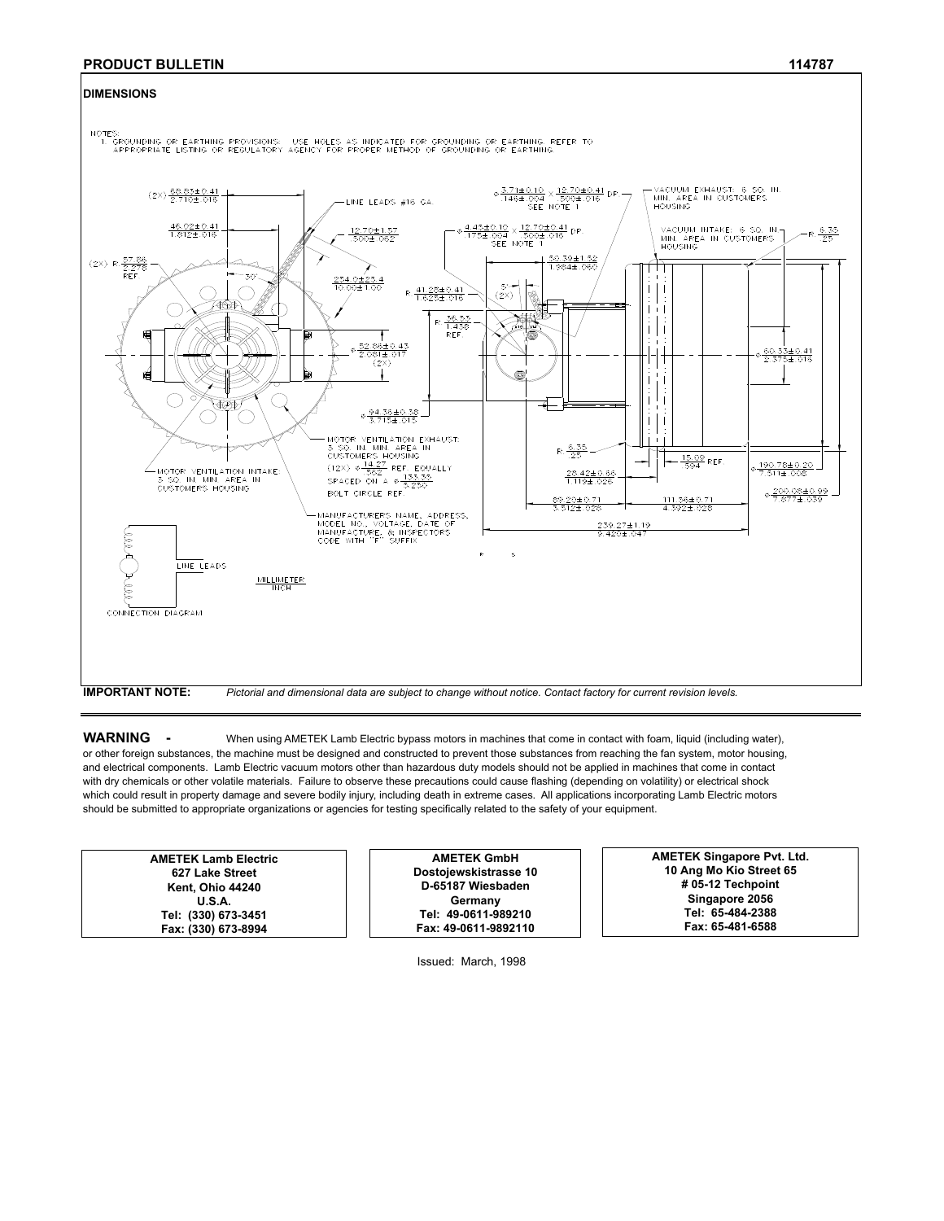**PRODUCT BULLETIN** **114787**

**DIMENSIONS**

NOTES:
1. GROUNDING OR EARTHING PROVISIONS: USE HOLES AS INDICATED FOR GROUNDING OR EARTHING. REFER TO APPROPRIATE LISTING OR REGULATORY AGENCY FOR PROPER METHOD OF GROUNDING OR EARTHING.

(2X) 68.83±0.41 / 2.710±.016

LINE LEADS #16 GA.

46.02±0.41 / 1.812±.016

12.70±1.57 / .500±.062

(2X) R 57.86 / 2.278 REF.

30°

254.0±25.4 / 10.00±1.00

ø 52.86±0.43 / 2.081±.017 (2X)

ø 94.36±0.38 / 3.715±.015

ø 3.71±0.10 / .146±.004 x 12.70±0.41 / .500±.016 DP. SEE NOTE 1

ø 4.45±0.10 / .175±.004 x 12.70±0.41 / .500±.016 DP. SEE NOTE 1

VACUUM EXHAUST: 6 SQ. IN. MIN. AREA IN CUSTOMERS HOUSING

VACUUM INTAKE: 6 SQ. IN. MIN. AREA IN CUSTOMERS HOUSING

R 6.35 / .25

50.39±1.52 / 1.984±.060

R 41.28±0.41 / 1.625±.016

5° (2X)

R 36.53 / 1.438 REF

ø 60.33±0.41 / 2.375±.016

MOTOR VENTILATION EXHAUST: 3 SQ. IN. MIN. AREA IN CUSTOMERS HOUSING

(12X) ø 14.27 / .562 REF. EQUALLY SPACED ON A ø 133.35 / 5.250 BOLT CIRCLE REF.

MOTOR VENTILATION INTAKE: 3 SQ. IN. MIN. AREA IN CUSTOMERS HOUSING

R 6.35 / .25

15.09 / .594 REF

28.42±0.66 / 1.119±.026

ø 190.78±0.20 / 7.511±.008

ø 200.08±0.99 / 7.877±.039

89.20±0.71 / 3.512±.028

111.56±0.71 / 4.392±.028

239.27±1.19 / 9.420±.047

MANUFACTURERS NAME, ADDRESS, MODEL NO., VOLTAGE, DATE OF MANUFACTURE, & INSPECTORS CODE WITH "F" SUFFIX

LINE LEADS

CONNECTION DIAGRAM

MILLIMETER / INCH

**IMPORTANT NOTE:** *Pictorial and dimensional data are subject to change without notice. Contact factory for current revision levels.*

---

**WARNING -** When using AMETEK Lamb Electric bypass motors in machines that come in contact with foam, liquid (including water), or other foreign substances, the machine must be designed and constructed to prevent those substances from reaching the fan system, motor housing, and electrical components. Lamb Electric vacuum motors other than hazardous duty models should not be applied in machines that come in contact with dry chemicals or other volatile materials. Failure to observe these precautions could cause flashing (depending on volatility) or electrical shock which could result in property damage and severe bodily injury, including death in extreme cases. All applications incorporating Lamb Electric motors should be submitted to appropriate organizations or agencies for testing specifically related to the safety of your equipment.

**AMETEK Lamb Electric**
**627 Lake Street**
**Kent, Ohio 44240**
**U.S.A.**
**Tel: (330) 673-3451**
**Fax: (330) 673-8994**

**AMETEK GmbH**
**Dostojewskistrasse 10**
**D-65187 Wiesbaden**
**Germany**
**Tel: 49-0611-989210**
**Fax: 49-0611-9892110**

**AMETEK Singapore Pvt. Ltd.**
**10 Ang Mo Kio Street 65**
**# 05-12 Techpoint**
**Singapore 2056**
**Tel: 65-484-2388**
**Fax: 65-481-6588**

Issued: March, 1998